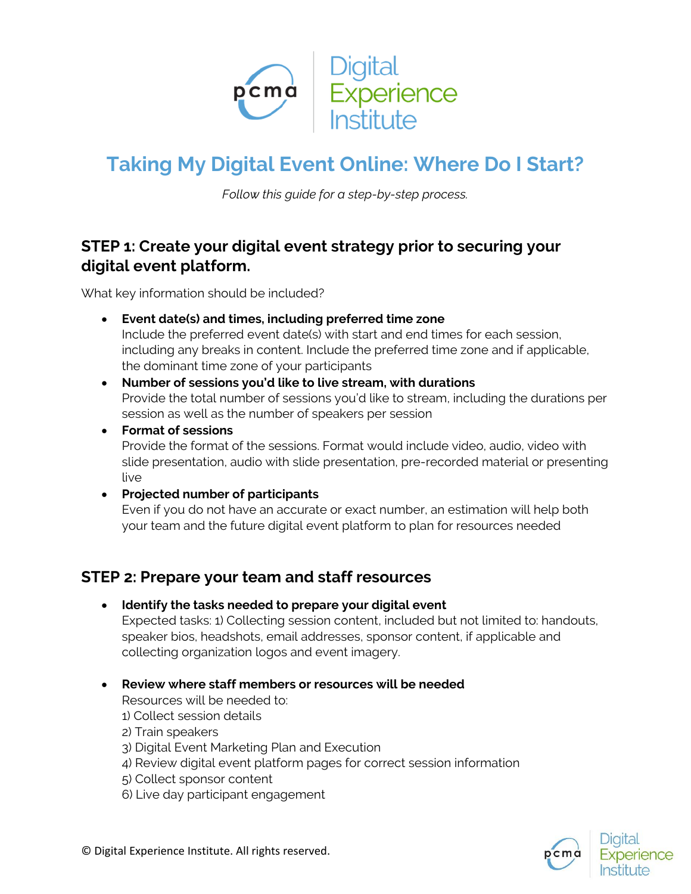# Taking My Digital Event Online: Where Do I Start?

*Follow this guide for a step-by-step process.*

## STEP 1: Create your digital event strategy prior to securing your digital event platform.

What key information should be included?

- **Event date(s) and times, including preferred time zone**
  Include the preferred event date(s) with start and end times for each session, including any breaks in content. Include the preferred time zone and if applicable, the dominant time zone of your participants
- **Number of sessions you'd like to live stream, with durations**
  Provide the total number of sessions you'd like to stream, including the durations per session as well as the number of speakers per session
- **Format of sessions**
  Provide the format of the sessions. Format would include video, audio, video with slide presentation, audio with slide presentation, pre-recorded material or presenting live
- **Projected number of participants**
  Even if you do not have an accurate or exact number, an estimation will help both your team and the future digital event platform to plan for resources needed

## STEP 2: Prepare your team and staff resources

- **Identify the tasks needed to prepare your digital event**
  Expected tasks: 1) Collecting session content, included but not limited to: handouts, speaker bios, headshots, email addresses, sponsor content, if applicable and collecting organization logos and event imagery.

- **Review where staff members or resources will be needed**
  Resources will be needed to:
  1) Collect session details
  2) Train speakers
  3) Digital Event Marketing Plan and Execution
  4) Review digital event platform pages for correct session information
  5) Collect sponsor content
  6) Live day participant engagement

© Digital Experience Institute. All rights reserved.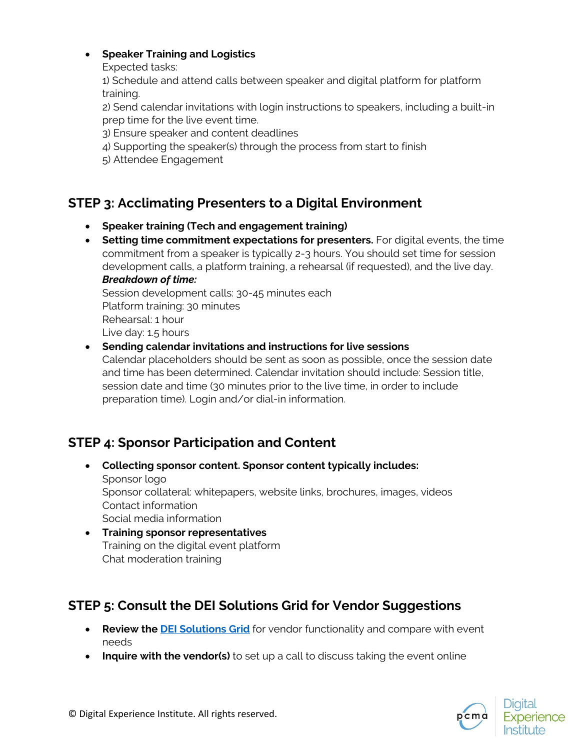- **Speaker Training and Logistics**
  Expected tasks:
  1) Schedule and attend calls between speaker and digital platform for platform training.
  2) Send calendar invitations with login instructions to speakers, including a built-in prep time for the live event time.
  3) Ensure speaker and content deadlines
  4) Supporting the speaker(s) through the process from start to finish
  5) Attendee Engagement

## STEP 3: Acclimating Presenters to a Digital Environment

- **Speaker training (Tech and engagement training)**
- **Setting time commitment expectations for presenters.** For digital events, the time commitment from a speaker is typically 2-3 hours. You should set time for session development calls, a platform training, a rehearsal (if requested), and the live day.
  ***Breakdown of time:***
  Session development calls: 30-45 minutes each
  Platform training: 30 minutes
  Rehearsal: 1 hour
  Live day: 1.5 hours
- **Sending calendar invitations and instructions for live sessions**
  Calendar placeholders should be sent as soon as possible, once the session date and time has been determined. Calendar invitation should include: Session title, session date and time (30 minutes prior to the live time, in order to include preparation time). Login and/or dial-in information.

## STEP 4: Sponsor Participation and Content

- **Collecting sponsor content. Sponsor content typically includes:**
  Sponsor logo
  Sponsor collateral: whitepapers, website links, brochures, images, videos
  Contact information
  Social media information
- **Training sponsor representatives**
  Training on the digital event platform
  Chat moderation training

## STEP 5: Consult the DEI Solutions Grid for Vendor Suggestions

- **Review the DEI Solutions Grid** for vendor functionality and compare with event needs
- **Inquire with the vendor(s)** to set up a call to discuss taking the event online

© Digital Experience Institute. All rights reserved.